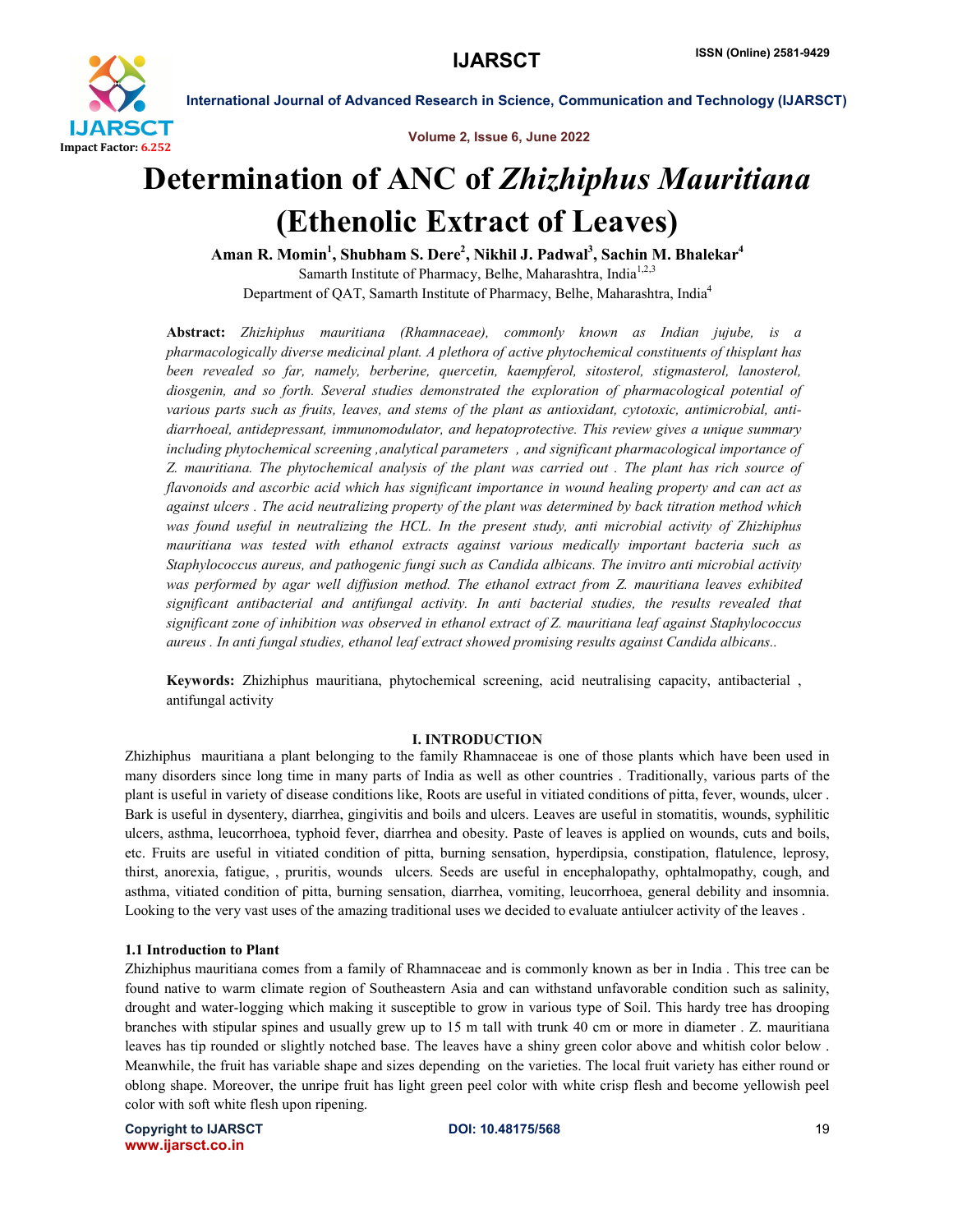# Determination of ANC of *Zhizhiphus Mauritiana* (Ethenolic Extract of Leaves)

**Aman R. Momin[1], Shubham S. Dere[2], Nikhil J. Padwal[3], Sachin M. Bhalekar[4]**

Samarth Institute of Pharmacy, Belhe, Maharashtra, India[1,2,3]

Department of QAT, Samarth Institute of Pharmacy, Belhe, Maharashtra, India[4]

**Abstract:** *Zhizhiphus mauritiana (Rhamnaceae), commonly known as Indian jujube, is a pharmacologically diverse medicinal plant. A plethora of active phytochemical constituents of thisplant has been revealed so far, namely, berberine, quercetin, kaempferol, sitosterol, stigmasterol, lanosterol, diosgenin, and so forth. Several studies demonstrated the exploration of pharmacological potential of various parts such as fruits, leaves, and stems of the plant as antioxidant, cytotoxic, antimicrobial, anti-diarrhoeal, antidepressant, immunomodulator, and hepatoprotective. This review gives a unique summary including phytochemical screening ,analytical parameters , and significant pharmacological importance of Z. mauritiana. The phytochemical analysis of the plant was carried out . The plant has rich source of flavonoids and ascorbic acid which has significant importance in wound healing property and can act as against ulcers . The acid neutralizing property of the plant was determined by back titration method which was found useful in neutralizing the HCL. In the present study, anti microbial activity of Zhizhiphus mauritiana was tested with ethanol extracts against various medically important bacteria such as Staphylococcus aureus, and pathogenic fungi such as Candida albicans. The invitro anti microbial activity was performed by agar well diffusion method. The ethanol extract from Z. mauritiana leaves exhibited significant antibacterial and antifungal activity. In anti bacterial studies, the results revealed that significant zone of inhibition was observed in ethanol extract of Z. mauritiana leaf against Staphylococcus aureus . In anti fungal studies, ethanol leaf extract showed promising results against Candida albicans..*

**Keywords:** Zhizhiphus mauritiana, phytochemical screening, acid neutralising capacity, antibacterial , antifungal activity

## I. INTRODUCTION

Zhizhiphus mauritiana a plant belonging to the family Rhamnaceae is one of those plants which have been used in many disorders since long time in many parts of India as well as other countries . Traditionally, various parts of the plant is useful in variety of disease conditions like, Roots are useful in vitiated conditions of pitta, fever, wounds, ulcer . Bark is useful in dysentery, diarrhea, gingivitis and boils and ulcers. Leaves are useful in stomatitis, wounds, syphilitic ulcers, asthma, leucorrhoea, typhoid fever, diarrhea and obesity. Paste of leaves is applied on wounds, cuts and boils, etc. Fruits are useful in vitiated condition of pitta, burning sensation, hyperdipsia, constipation, flatulence, leprosy, thirst, anorexia, fatigue, , pruritis, wounds ulcers. Seeds are useful in encephalopathy, ophtalmopathy, cough, and asthma, vitiated condition of pitta, burning sensation, diarrhea, vomiting, leucorrhoea, general debility and insomnia. Looking to the very vast uses of the amazing traditional uses we decided to evaluate antiulcer activity of the leaves .

### 1.1 Introduction to Plant

Zhizhiphus mauritiana comes from a family of Rhamnaceae and is commonly known as ber in India . This tree can be found native to warm climate region of Southeastern Asia and can withstand unfavorable condition such as salinity, drought and water-logging which making it susceptible to grow in various type of Soil. This hardy tree has drooping branches with stipular spines and usually grew up to 15 m tall with trunk 40 cm or more in diameter . Z. mauritiana leaves has tip rounded or slightly notched base. The leaves have a shiny green color above and whitish color below . Meanwhile, the fruit has variable shape and sizes depending on the varieties. The local fruit variety has either round or oblong shape. Moreover, the unripe fruit has light green peel color with white crisp flesh and become yellowish peel color with soft white flesh upon ripening.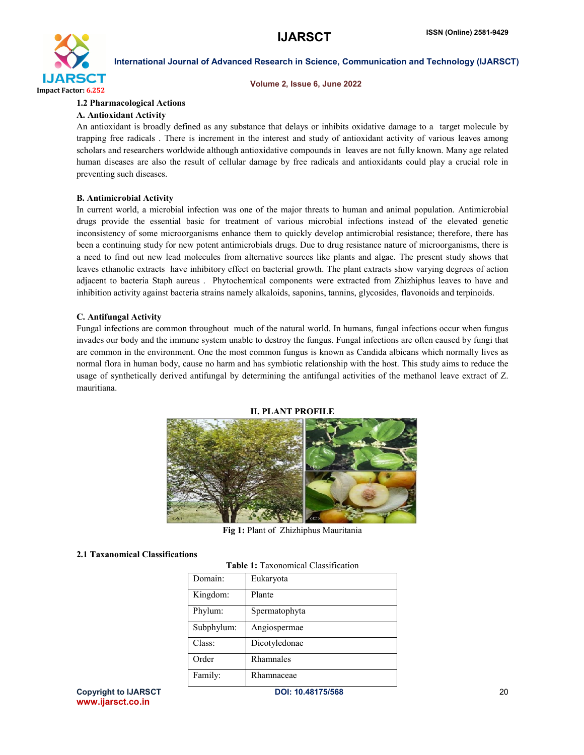### 1.2 Pharmacological Actions

#### A. Antioxidant Activity

An antioxidant is broadly defined as any substance that delays or inhibits oxidative damage to a target molecule by trapping free radicals . There is increment in the interest and study of antioxidant activity of various leaves among scholars and researchers worldwide although antioxidative compounds in leaves are not fully known. Many age related human diseases are also the result of cellular damage by free radicals and antioxidants could play a crucial role in preventing such diseases.

#### B. Antimicrobial Activity

In current world, a microbial infection was one of the major threats to human and animal population. Antimicrobial drugs provide the essential basic for treatment of various microbial infections instead of the elevated genetic inconsistency of some microorganisms enhance them to quickly develop antimicrobial resistance; therefore, there has been a continuing study for new potent antimicrobials drugs. Due to drug resistance nature of microorganisms, there is a need to find out new lead molecules from alternative sources like plants and algae. The present study shows that leaves ethanolic extracts have inhibitory effect on bacterial growth. The plant extracts show varying degrees of action adjacent to bacteria Staph aureus . Phytochemical components were extracted from Zhizhiphus leaves to have and inhibition activity against bacteria strains namely alkaloids, saponins, tannins, glycosides, flavonoids and terpinoids.

#### C. Antifungal Activity

Fungal infections are common throughout much of the natural world. In humans, fungal infections occur when fungus invades our body and the immune system unable to destroy the fungus. Fungal infections are often caused by fungi that are common in the environment. One the most common fungus is known as Candida albicans which normally lives as normal flora in human body, cause no harm and has symbiotic relationship with the host. This study aims to reduce the usage of synthetically derived antifungal by determining the antifungal activities of the methanol leave extract of Z. mauritiana.

## II. PLANT PROFILE

**Fig 1:** Plant of Zhizhiphus Mauritania

### 2.1 Taxonomical Classifications

**Table 1:** Taxonomical Classification

| | |
|---|---|
| Domain: | Eukaryota |
| Kingdom: | Plante |
| Phylum: | Spermatophyta |
| Subphylum: | Angiospermae |
| Class: | Dicotyledonae |
| Order | Rhamnales |
| Family: | Rhamnaceae |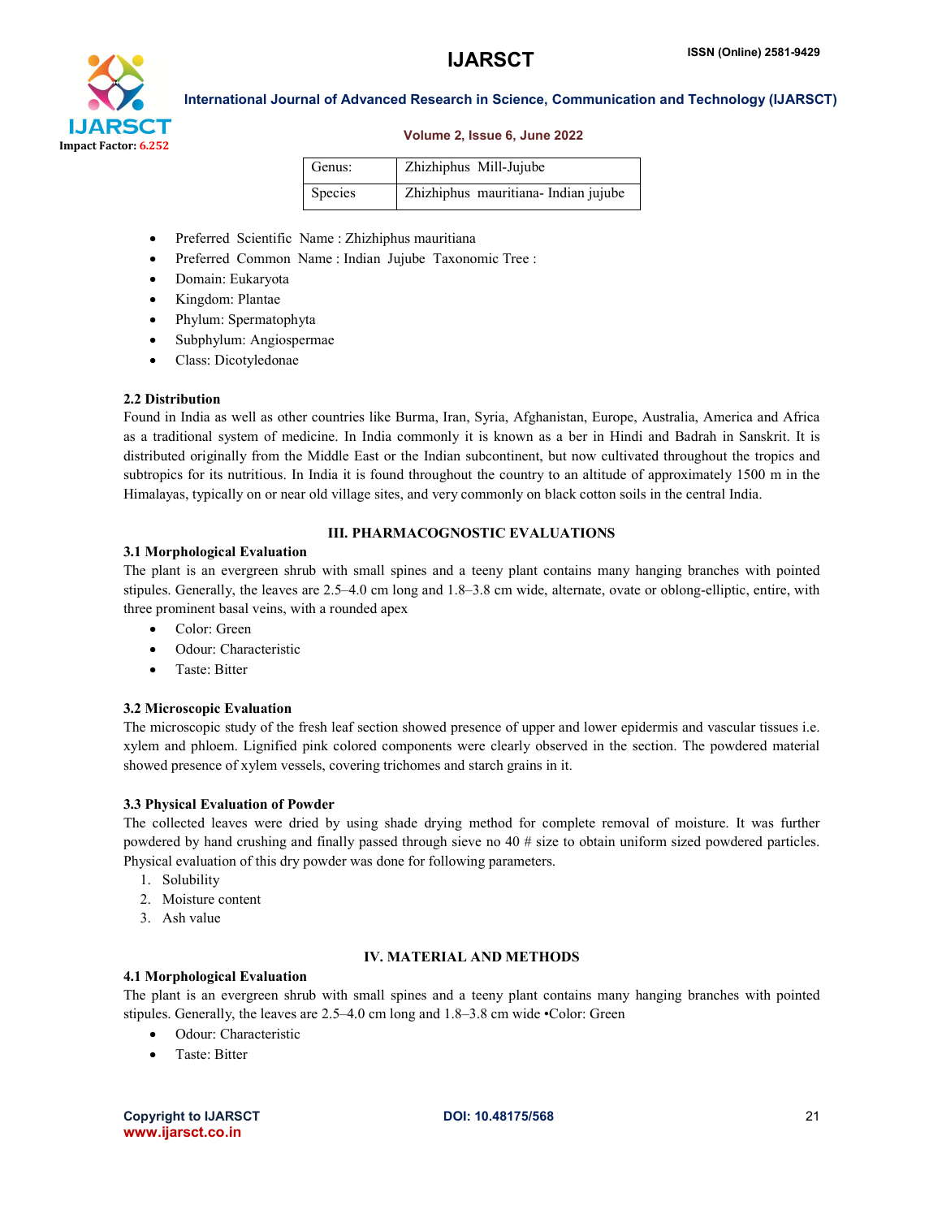| Genus: | Zhizhiphus Mill-Jujube |
|---|---|
| Species | Zhizhiphus mauritiana- Indian jujube |

- Preferred Scientific Name : Zhizhiphus mauritiana
- Preferred Common Name : Indian Jujube Taxonomic Tree :
- Domain: Eukaryota
- Kingdom: Plantae
- Phylum: Spermatophyta
- Subphylum: Angiospermae
- Class: Dicotyledonae

### 2.2 Distribution

Found in India as well as other countries like Burma, Iran, Syria, Afghanistan, Europe, Australia, America and Africa as a traditional system of medicine. In India commonly it is known as a ber in Hindi and Badrah in Sanskrit. It is distributed originally from the Middle East or the Indian subcontinent, but now cultivated throughout the tropics and subtropics for its nutritious. In India it is found throughout the country to an altitude of approximately 1500 m in the Himalayas, typically on or near old village sites, and very commonly on black cotton soils in the central India.

## III. PHARMACOGNOSTIC EVALUATIONS

### 3.1 Morphological Evaluation

The plant is an evergreen shrub with small spines and a teeny plant contains many hanging branches with pointed stipules. Generally, the leaves are 2.5–4.0 cm long and 1.8–3.8 cm wide, alternate, ovate or oblong-elliptic, entire, with three prominent basal veins, with a rounded apex

- Color: Green
- Odour: Characteristic
- Taste: Bitter

### 3.2 Microscopic Evaluation

The microscopic study of the fresh leaf section showed presence of upper and lower epidermis and vascular tissues i.e. xylem and phloem. Lignified pink colored components were clearly observed in the section. The powdered material showed presence of xylem vessels, covering trichomes and starch grains in it.

### 3.3 Physical Evaluation of Powder

The collected leaves were dried by using shade drying method for complete removal of moisture. It was further powdered by hand crushing and finally passed through sieve no 40 # size to obtain uniform sized powdered particles. Physical evaluation of this dry powder was done for following parameters.

1. Solubility
2. Moisture content
3. Ash value

## IV. MATERIAL AND METHODS

### 4.1 Morphological Evaluation

The plant is an evergreen shrub with small spines and a teeny plant contains many hanging branches with pointed stipules. Generally, the leaves are 2.5–4.0 cm long and 1.8–3.8 cm wide •Color: Green

- Odour: Characteristic
- Taste: Bitter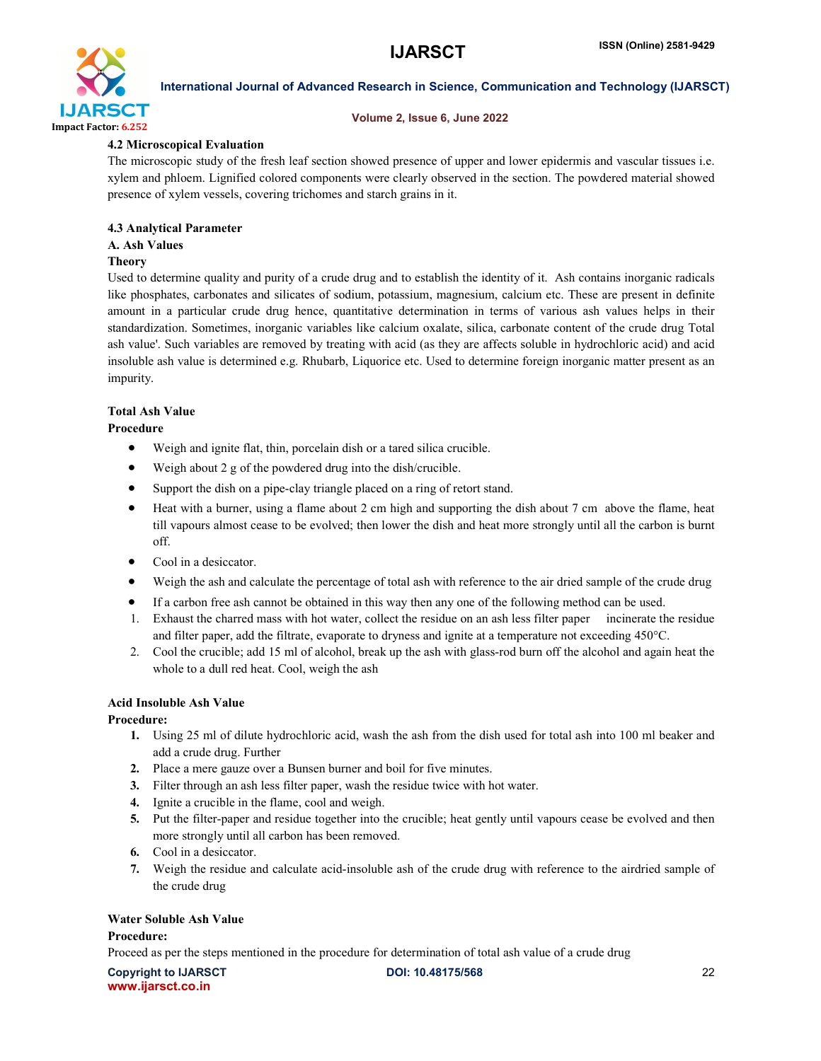### 4.2 Microscopical Evaluation

The microscopic study of the fresh leaf section showed presence of upper and lower epidermis and vascular tissues i.e. xylem and phloem. Lignified colored components were clearly observed in the section. The powdered material showed presence of xylem vessels, covering trichomes and starch grains in it.

### 4.3 Analytical Parameter

#### A. Ash Values

**Theory**

Used to determine quality and purity of a crude drug and to establish the identity of it. Ash contains inorganic radicals like phosphates, carbonates and silicates of sodium, potassium, magnesium, calcium etc. These are present in definite amount in a particular crude drug hence, quantitative determination in terms of various ash values helps in their standardization. Sometimes, inorganic variables like calcium oxalate, silica, carbonate content of the crude drug Total ash value'. Such variables are removed by treating with acid (as they are affects soluble in hydrochloric acid) and acid insoluble ash value is determined e.g. Rhubarb, Liquorice etc. Used to determine foreign inorganic matter present as an impurity.

**Total Ash Value**

**Procedure**

- Weigh and ignite flat, thin, porcelain dish or a tared silica crucible.
- Weigh about 2 g of the powdered drug into the dish/crucible.
- Support the dish on a pipe-clay triangle placed on a ring of retort stand.
- Heat with a burner, using a flame about 2 cm high and supporting the dish about 7 cm above the flame, heat till vapours almost cease to be evolved; then lower the dish and heat more strongly until all the carbon is burnt off.
- Cool in a desiccator.
- Weigh the ash and calculate the percentage of total ash with reference to the air dried sample of the crude drug
- If a carbon free ash cannot be obtained in this way then any one of the following method can be used.

1. Exhaust the charred mass with hot water, collect the residue on an ash less filter paper incinerate the residue and filter paper, add the filtrate, evaporate to dryness and ignite at a temperature not exceeding 450°C.
2. Cool the crucible; add 15 ml of alcohol, break up the ash with glass-rod burn off the alcohol and again heat the whole to a dull red heat. Cool, weigh the ash

**Acid Insoluble Ash Value**

**Procedure:**

1. Using 25 ml of dilute hydrochloric acid, wash the ash from the dish used for total ash into 100 ml beaker and add a crude drug. Further
2. Place a mere gauze over a Bunsen burner and boil for five minutes.
3. Filter through an ash less filter paper, wash the residue twice with hot water.
4. Ignite a crucible in the flame, cool and weigh.
5. Put the filter-paper and residue together into the crucible; heat gently until vapours cease be evolved and then more strongly until all carbon has been removed.
6. Cool in a desiccator.
7. Weigh the residue and calculate acid-insoluble ash of the crude drug with reference to the airdried sample of the crude drug

**Water Soluble Ash Value**

**Procedure:**

Proceed as per the steps mentioned in the procedure for determination of total ash value of a crude drug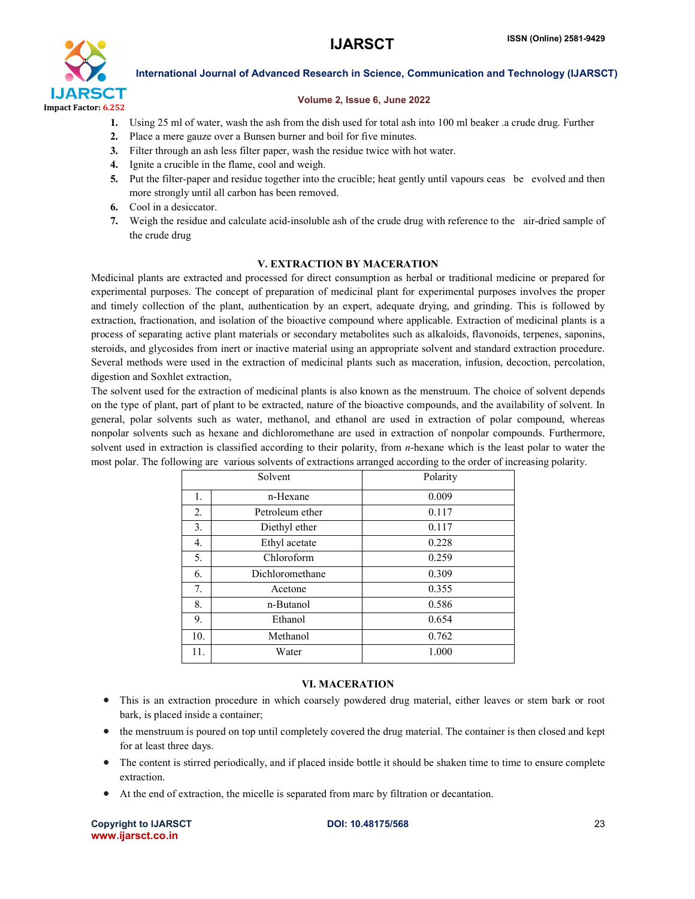1. Using 25 ml of water, wash the ash from the dish used for total ash into 100 ml beaker .a crude drug. Further
2. Place a mere gauze over a Bunsen burner and boil for five minutes.
3. Filter through an ash less filter paper, wash the residue twice with hot water.
4. Ignite a crucible in the flame, cool and weigh.
5. Put the filter-paper and residue together into the crucible; heat gently until vapours ceas be evolved and then more strongly until all carbon has been removed.
6. Cool in a desiccator.
7. Weigh the residue and calculate acid-insoluble ash of the crude drug with reference to the air-dried sample of the crude drug

## V. EXTRACTION BY MACERATION

Medicinal plants are extracted and processed for direct consumption as herbal or traditional medicine or prepared for experimental purposes. The concept of preparation of medicinal plant for experimental purposes involves the proper and timely collection of the plant, authentication by an expert, adequate drying, and grinding. This is followed by extraction, fractionation, and isolation of the bioactive compound where applicable. Extraction of medicinal plants is a process of separating active plant materials or secondary metabolites such as alkaloids, flavonoids, terpenes, saponins, steroids, and glycosides from inert or inactive material using an appropriate solvent and standard extraction procedure. Several methods were used in the extraction of medicinal plants such as maceration, infusion, decoction, percolation, digestion and Soxhlet extraction,

The solvent used for the extraction of medicinal plants is also known as the menstruum. The choice of solvent depends on the type of plant, part of plant to be extracted, nature of the bioactive compounds, and the availability of solvent. In general, polar solvents such as water, methanol, and ethanol are used in extraction of polar compound, whereas nonpolar solvents such as hexane and dichloromethane are used in extraction of nonpolar compounds. Furthermore, solvent used in extraction is classified according to their polarity, from *n*-hexane which is the least polar to water the most polar. The following are various solvents of extractions arranged according to the order of increasing polarity.

| | Solvent | Polarity |
|---|---|---|
| 1. | n-Hexane | 0.009 |
| 2. | Petroleum ether | 0.117 |
| 3. | Diethyl ether | 0.117 |
| 4. | Ethyl acetate | 0.228 |
| 5. | Chloroform | 0.259 |
| 6. | Dichloromethane | 0.309 |
| 7. | Acetone | 0.355 |
| 8. | n-Butanol | 0.586 |
| 9. | Ethanol | 0.654 |
| 10. | Methanol | 0.762 |
| 11. | Water | 1.000 |

## VI. MACERATION

- This is an extraction procedure in which coarsely powdered drug material, either leaves or stem bark or root bark, is placed inside a container;
- the menstruum is poured on top until completely covered the drug material. The container is then closed and kept for at least three days.
- The content is stirred periodically, and if placed inside bottle it should be shaken time to time to ensure complete extraction.
- At the end of extraction, the micelle is separated from marc by filtration or decantation.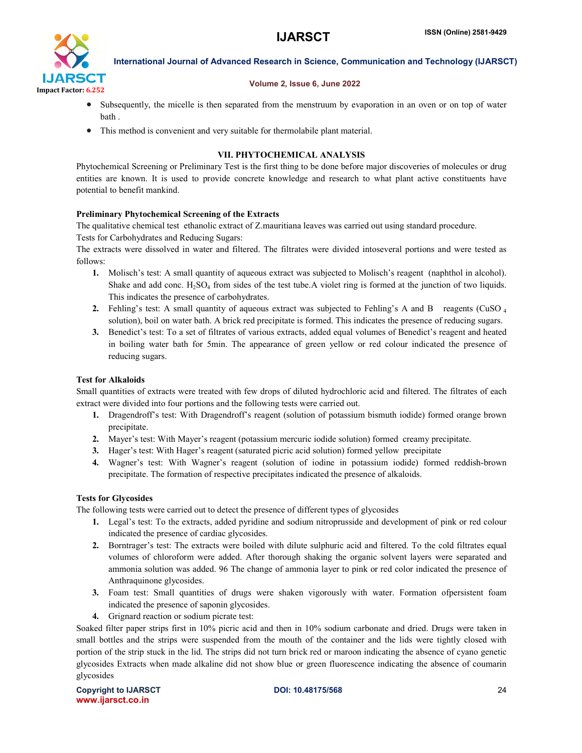- Subsequently, the micelle is then separated from the menstruum by evaporation in an oven or on top of water bath .
- This method is convenient and very suitable for thermolabile plant material.

## VII. PHYTOCHEMICAL ANALYSIS

Phytochemical Screening or Preliminary Test is the first thing to be done before major discoveries of molecules or drug entities are known. It is used to provide concrete knowledge and research to what plant active constituents have potential to benefit mankind.

**Preliminary Phytochemical Screening of the Extracts**

The qualitative chemical test ethanolic extract of Z.mauritiana leaves was carried out using standard procedure.

Tests for Carbohydrates and Reducing Sugars:

The extracts were dissolved in water and filtered. The filtrates were divided intoseveral portions and were tested as follows:

1. Molisch's test: A small quantity of aqueous extract was subjected to Molisch's reagent (naphthol in alcohol). Shake and add conc. $H_2SO_4$ from sides of the test tube.A violet ring is formed at the junction of two liquids. This indicates the presence of carbohydrates.
2. Fehling's test: A small quantity of aqueous extract was subjected to Fehling's A and B reagents ($CuSO_4$ solution), boil on water bath. A brick red precipitate is formed. This indicates the presence of reducing sugars.
3. Benedict's test: To a set of filtrates of various extracts, added equal volumes of Benedict's reagent and heated in boiling water bath for 5min. The appearance of green yellow or red colour indicated the presence of reducing sugars.

**Test for Alkaloids**

Small quantities of extracts were treated with few drops of diluted hydrochloric acid and filtered. The filtrates of each extract were divided into four portions and the following tests were carried out.

1. Dragendroff's test: With Dragendroff's reagent (solution of potassium bismuth iodide) formed orange brown precipitate.
2. Mayer's test: With Mayer's reagent (potassium mercuric iodide solution) formed creamy precipitate.
3. Hager's test: With Hager's reagent (saturated picric acid solution) formed yellow precipitate
4. Wagner's test: With Wagner's reagent (solution of iodine in potassium iodide) formed reddish-brown precipitate. The formation of respective precipitates indicated the presence of alkaloids.

**Tests for Glycosides**

The following tests were carried out to detect the presence of different types of glycosides

1. Legal's test: To the extracts, added pyridine and sodium nitroprusside and development of pink or red colour indicated the presence of cardiac glycosides.
2. Borntrager's test: The extracts were boiled with dilute sulphuric acid and filtered. To the cold filtrates equal volumes of chloroform were added. After thorough shaking the organic solvent layers were separated and ammonia solution was added. 96 The change of ammonia layer to pink or red color indicated the presence of Anthraquinone glycosides.
3. Foam test: Small quantities of drugs were shaken vigorously with water. Formation ofpersistent foam indicated the presence of saponin glycosides.
4. Grignard reaction or sodium picrate test:

Soaked filter paper strips first in 10% picric acid and then in 10% sodium carbonate and dried. Drugs were taken in small bottles and the strips were suspended from the mouth of the container and the lids were tightly closed with portion of the strip stuck in the lid. The strips did not turn brick red or maroon indicating the absence of cyano genetic glycosides Extracts when made alkaline did not show blue or green fluorescence indicating the absence of coumarin glycosides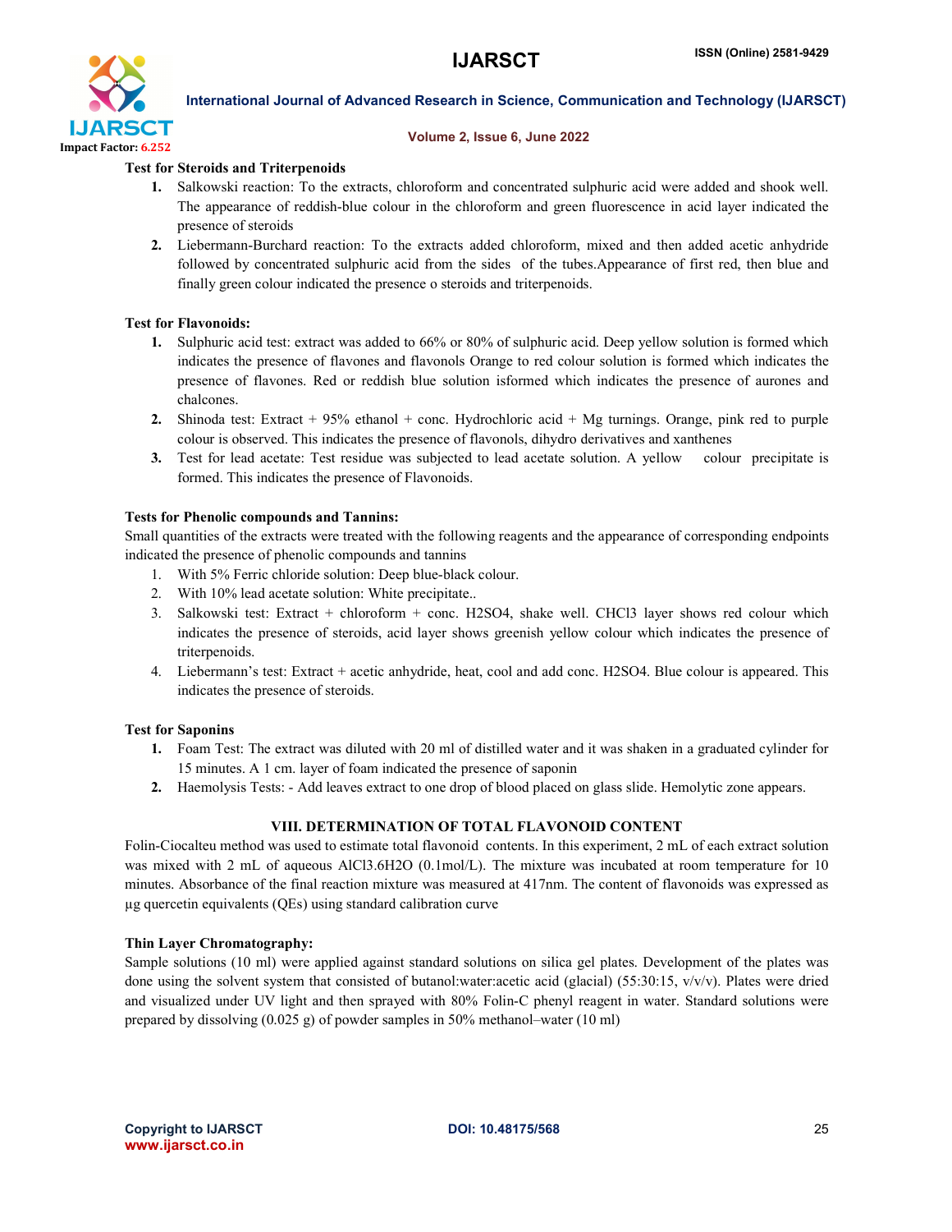**Test for Steroids and Triterpenoids**

1. Salkowski reaction: To the extracts, chloroform and concentrated sulphuric acid were added and shook well. The appearance of reddish-blue colour in the chloroform and green fluorescence in acid layer indicated the presence of steroids
2. Liebermann-Burchard reaction: To the extracts added chloroform, mixed and then added acetic anhydride followed by concentrated sulphuric acid from the sides of the tubes.Appearance of first red, then blue and finally green colour indicated the presence o steroids and triterpenoids.

**Test for Flavonoids:**

1. Sulphuric acid test: extract was added to 66% or 80% of sulphuric acid. Deep yellow solution is formed which indicates the presence of flavones and flavonols Orange to red colour solution is formed which indicates the presence of flavones. Red or reddish blue solution isformed which indicates the presence of aurones and chalcones.
2. Shinoda test: Extract + 95% ethanol + conc. Hydrochloric acid + Mg turnings. Orange, pink red to purple colour is observed. This indicates the presence of flavonols, dihydro derivatives and xanthenes
3. Test for lead acetate: Test residue was subjected to lead acetate solution. A yellow colour precipitate is formed. This indicates the presence of Flavonoids.

**Tests for Phenolic compounds and Tannins:**

Small quantities of the extracts were treated with the following reagents and the appearance of corresponding endpoints indicated the presence of phenolic compounds and tannins

1. With 5% Ferric chloride solution: Deep blue-black colour.
2. With 10% lead acetate solution: White precipitate..
3. Salkowski test: Extract + chloroform + conc. $H_2SO_4$, shake well. $CHCl_3$ layer shows red colour which indicates the presence of steroids, acid layer shows greenish yellow colour which indicates the presence of triterpenoids.
4. Liebermann's test: Extract + acetic anhydride, heat, cool and add conc. $H_2SO_4$. Blue colour is appeared. This indicates the presence of steroids.

**Test for Saponins**

1. Foam Test: The extract was diluted with 20 ml of distilled water and it was shaken in a graduated cylinder for 15 minutes. A 1 cm. layer of foam indicated the presence of saponin
2. Haemolysis Tests: - Add leaves extract to one drop of blood placed on glass slide. Hemolytic zone appears.

## VIII. DETERMINATION OF TOTAL FLAVONOID CONTENT

Folin-Ciocalteu method was used to estimate total flavonoid contents. In this experiment, 2 mL of each extract solution was mixed with 2 mL of aqueous $AlCl_3.6H_2O$ (0.1mol/L). The mixture was incubated at room temperature for 10 minutes. Absorbance of the final reaction mixture was measured at 417nm. The content of flavonoids was expressed as µg quercetin equivalents (QEs) using standard calibration curve

**Thin Layer Chromatography:**

Sample solutions (10 ml) were applied against standard solutions on silica gel plates. Development of the plates was done using the solvent system that consisted of butanol:water:acetic acid (glacial) (55:30:15, v/v/v). Plates were dried and visualized under UV light and then sprayed with 80% Folin-C phenyl reagent in water. Standard solutions were prepared by dissolving (0.025 g) of powder samples in 50% methanol–water (10 ml)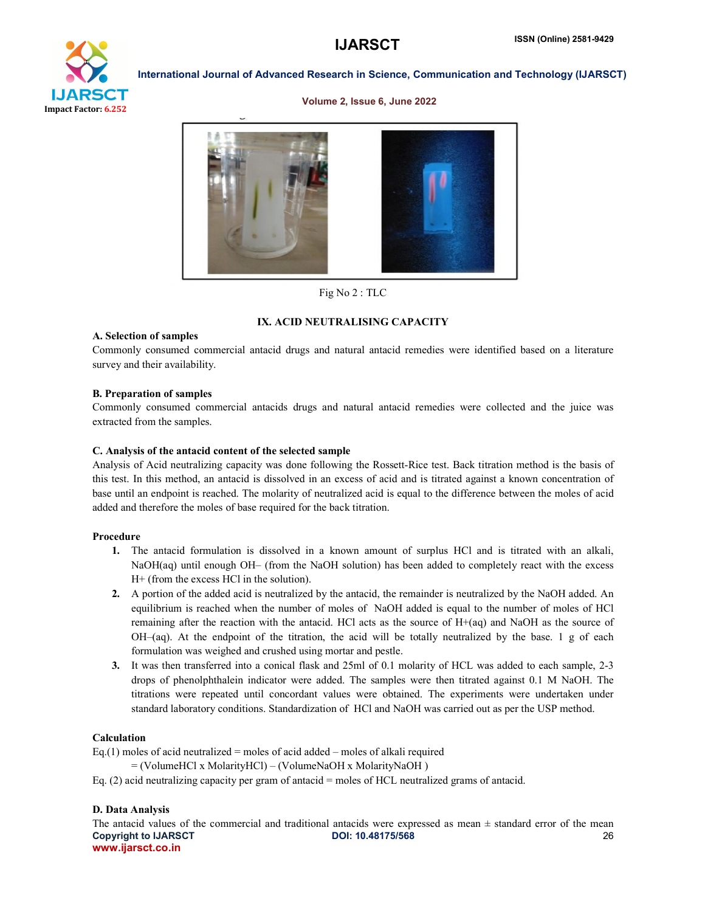Fig No 2 : TLC

## IX. ACID NEUTRALISING CAPACITY

### A. Selection of samples

Commonly consumed commercial antacid drugs and natural antacid remedies were identified based on a literature survey and their availability.

### B. Preparation of samples

Commonly consumed commercial antacids drugs and natural antacid remedies were collected and the juice was extracted from the samples.

### C. Analysis of the antacid content of the selected sample

Analysis of Acid neutralizing capacity was done following the Rossett-Rice test. Back titration method is the basis of this test. In this method, an antacid is dissolved in an excess of acid and is titrated against a known concentration of base until an endpoint is reached. The molarity of neutralized acid is equal to the difference between the moles of acid added and therefore the moles of base required for the back titration.

**Procedure**

1. The antacid formulation is dissolved in a known amount of surplus HCl and is titrated with an alkali, NaOH(aq) until enough OH– (from the NaOH solution) has been added to completely react with the excess H+ (from the excess HCl in the solution).
2. A portion of the added acid is neutralized by the antacid, the remainder is neutralized by the NaOH added. An equilibrium is reached when the number of moles of NaOH added is equal to the number of moles of HCl remaining after the reaction with the antacid. HCl acts as the source of H+(aq) and NaOH as the source of OH–(aq). At the endpoint of the titration, the acid will be totally neutralized by the base. 1 g of each formulation was weighed and crushed using mortar and pestle.
3. It was then transferred into a conical flask and 25ml of 0.1 molarity of HCL was added to each sample, 2-3 drops of phenolphthalein indicator were added. The samples were then titrated against 0.1 M NaOH. The titrations were repeated until concordant values were obtained. The experiments were undertaken under standard laboratory conditions. Standardization of HCl and NaOH was carried out as per the USP method.

**Calculation**

Eq.(1) moles of acid neutralized = moles of acid added – moles of alkali required

= (VolumeHCl x MolarityHCl) – (VolumeNaOH x MolarityNaOH )

Eq. (2) acid neutralizing capacity per gram of antacid = moles of HCL neutralized grams of antacid.

### D. Data Analysis

The antacid values of the commercial and traditional antacids were expressed as mean ± standard error of the mean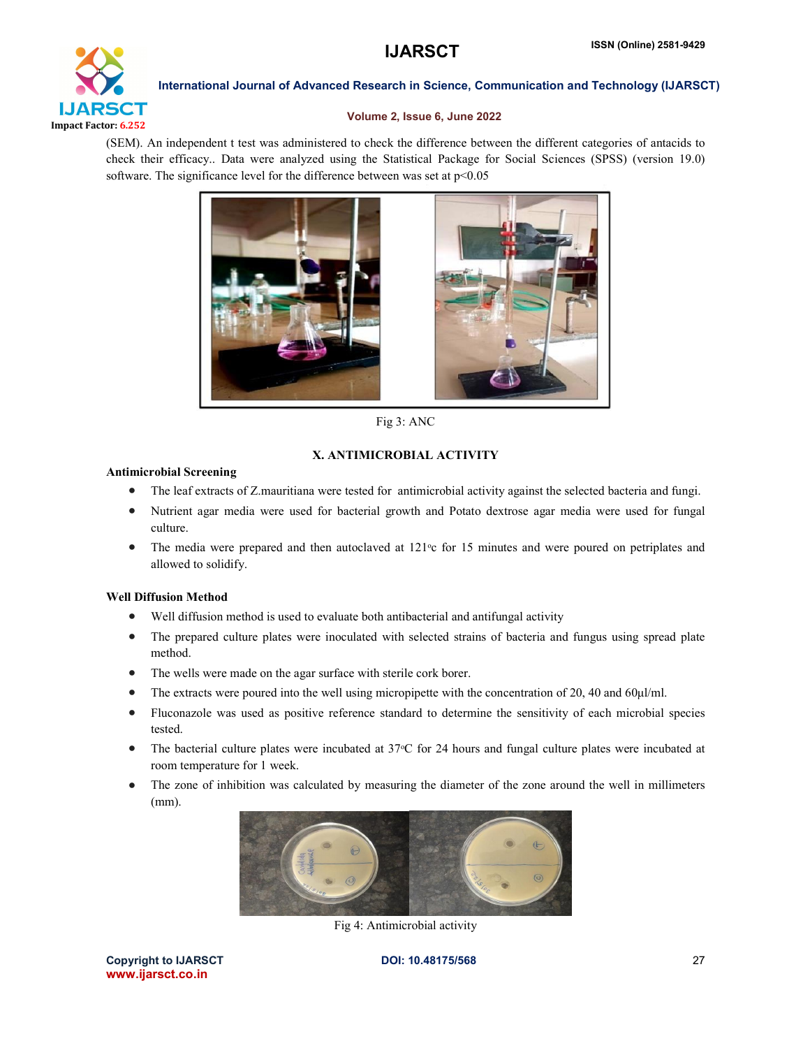(SEM). An independent t test was administered to check the difference between the different categories of antacids to check their efficacy.. Data were analyzed using the Statistical Package for Social Sciences (SPSS) (version 19.0) software. The significance level for the difference between was set at $p<0.05$

Fig 3: ANC

## X. ANTIMICROBIAL ACTIVITY

### Antimicrobial Screening

- The leaf extracts of Z.mauritiana were tested for antimicrobial activity against the selected bacteria and fungi.
- Nutrient agar media were used for bacterial growth and Potato dextrose agar media were used for fungal culture.
- The media were prepared and then autoclaved at 121°c for 15 minutes and were poured on petriplates and allowed to solidify.

### Well Diffusion Method

- Well diffusion method is used to evaluate both antibacterial and antifungal activity
- The prepared culture plates were inoculated with selected strains of bacteria and fungus using spread plate method.
- The wells were made on the agar surface with sterile cork borer.
- The extracts were poured into the well using micropipette with the concentration of 20, 40 and 60µl/ml.
- Fluconazole was used as positive reference standard to determine the sensitivity of each microbial species tested.
- The bacterial culture plates were incubated at 37°C for 24 hours and fungal culture plates were incubated at room temperature for 1 week.
- The zone of inhibition was calculated by measuring the diameter of the zone around the well in millimeters (mm).

Fig 4: Antimicrobial activity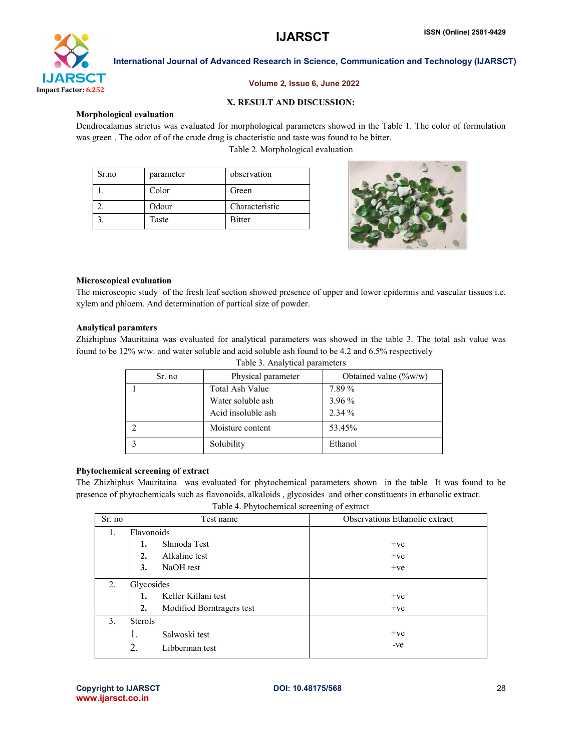## X. RESULT AND DISCUSSION:

**Morphological evaluation**

Dendrocalamus strictus was evaluated for morphological parameters showed in the Table 1. The color of formulation was green . The odor of of the crude drug is chacteristic and taste was found to be bitter.

Table 2. Morphological evaluation

| Sr.no | parameter | observation |
|---|---|---|
| 1. | Color | Green |
| 2. | Odour | Characteristic |
| 3. | Taste | Bitter |

**Microscopical evaluation**

The microscopic study of the fresh leaf section showed presence of upper and lower epidermis and vascular tissues i.e. xylem and phloem. And determination of partical size of powder.

**Analytical paramters**

Zhizhiphus Mauritaina was evaluated for analytical parameters was showed in the table 3. The total ash value was found to be 12% w/w. and water soluble and acid soluble ash found to be 4.2 and 6.5% respectively

Table 3. Analytical parameters

| Sr. no | Physical parameter | Obtained value (%w/w) |
|---|---|---|
| 1 | Total Ash Value<br>Water soluble ash<br>Acid insoluble ash | 7.89 %<br>3.96 %<br>2.34 % |
| 2 | Moisture content | 53.45% |
| 3 | Solubility | Ethanol |

**Phytochemical screening of extract**

The Zhizhiphus Mauritaina was evaluated for phytochemical parameters shown in the table It was found to be presence of phytochemicals such as flavonoids, alkaloids , glycosides and other constituents in ethanolic extract.

Table 4. Phytochemical screening of extract

| Sr. no | Test name | Observations Ethanolic extract |
|---|---|---|
| 1. | Flavonoids | |
| | 1. Shinoda Test | +ve |
| | 2. Alkaline test | +ve |
| | 3. NaOH test | +ve |
| 2. | Glycosides | |
| | 1. Keller Killani test | +ve |
| | 2. Modified Borntragers test | +ve |
| 3. | Sterols | |
| | 1. Salwoski test | +ve |
| | 2. Libberman test | -ve |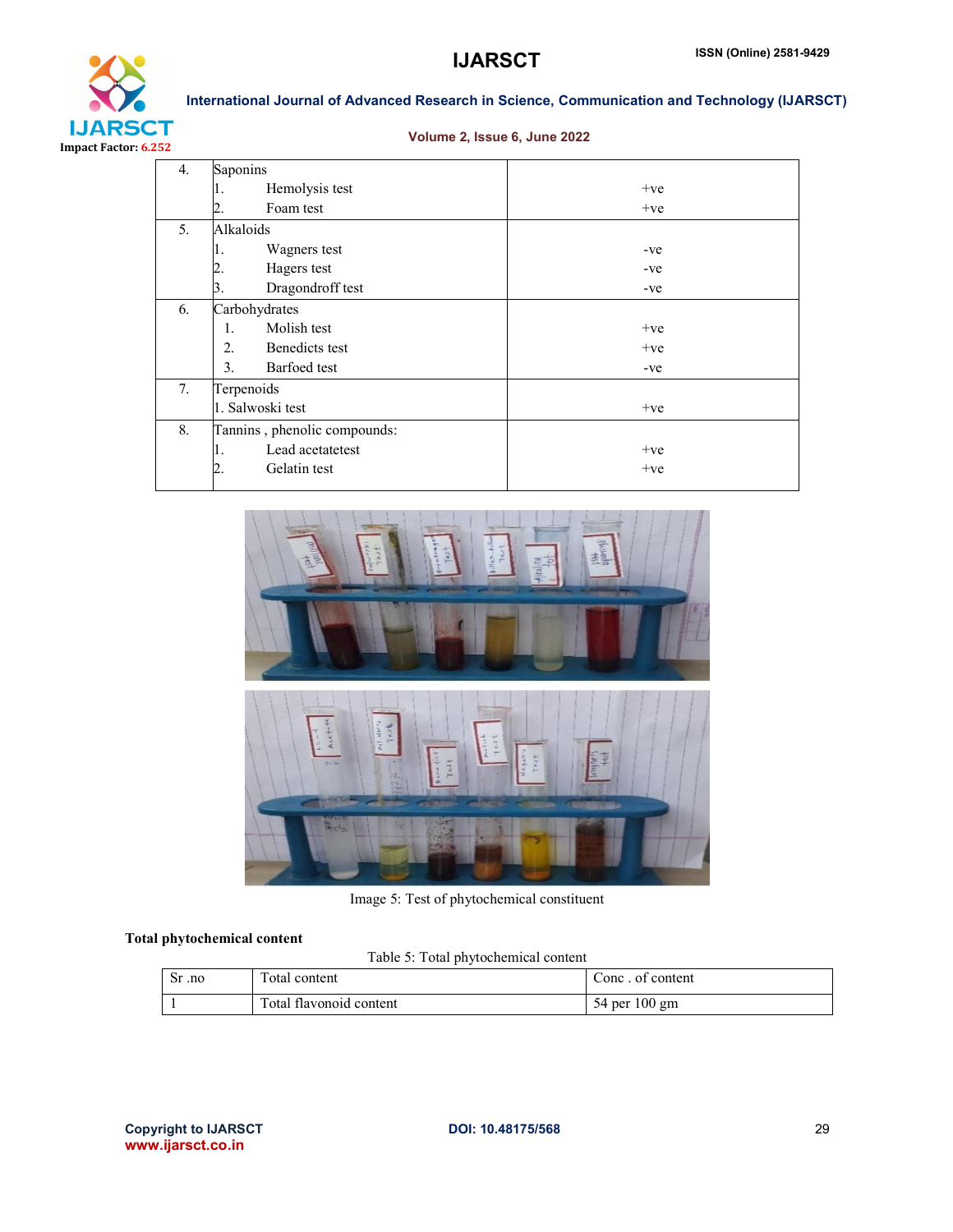| | | |
|---|---|---|
| 4. | Saponins<br>1. Hemolysis test<br>2. Foam test | <br>+ve<br>+ve |
| 5. | Alkaloids<br>1. Wagners test<br>2. Hagers test<br>3. Dragondroff test | <br>-ve<br>-ve<br>-ve |
| 6. | Carbohydrates<br>1. Molish test<br>2. Benedicts test<br>3. Barfoed test | <br>+ve<br>+ve<br>-ve |
| 7. | Terpenoids<br>1. Salwoski test | <br>+ve |
| 8. | Tannins , phenolic compounds:<br>1. Lead acetatetest<br>2. Gelatin test | <br>+ve<br>+ve |

Image 5: Test of phytochemical constituent

**Total phytochemical content**

Table 5: Total phytochemical content

| Sr .no | Total content | Conc . of content |
|---|---|---|
| 1 | Total flavonoid content | 54 per 100 gm |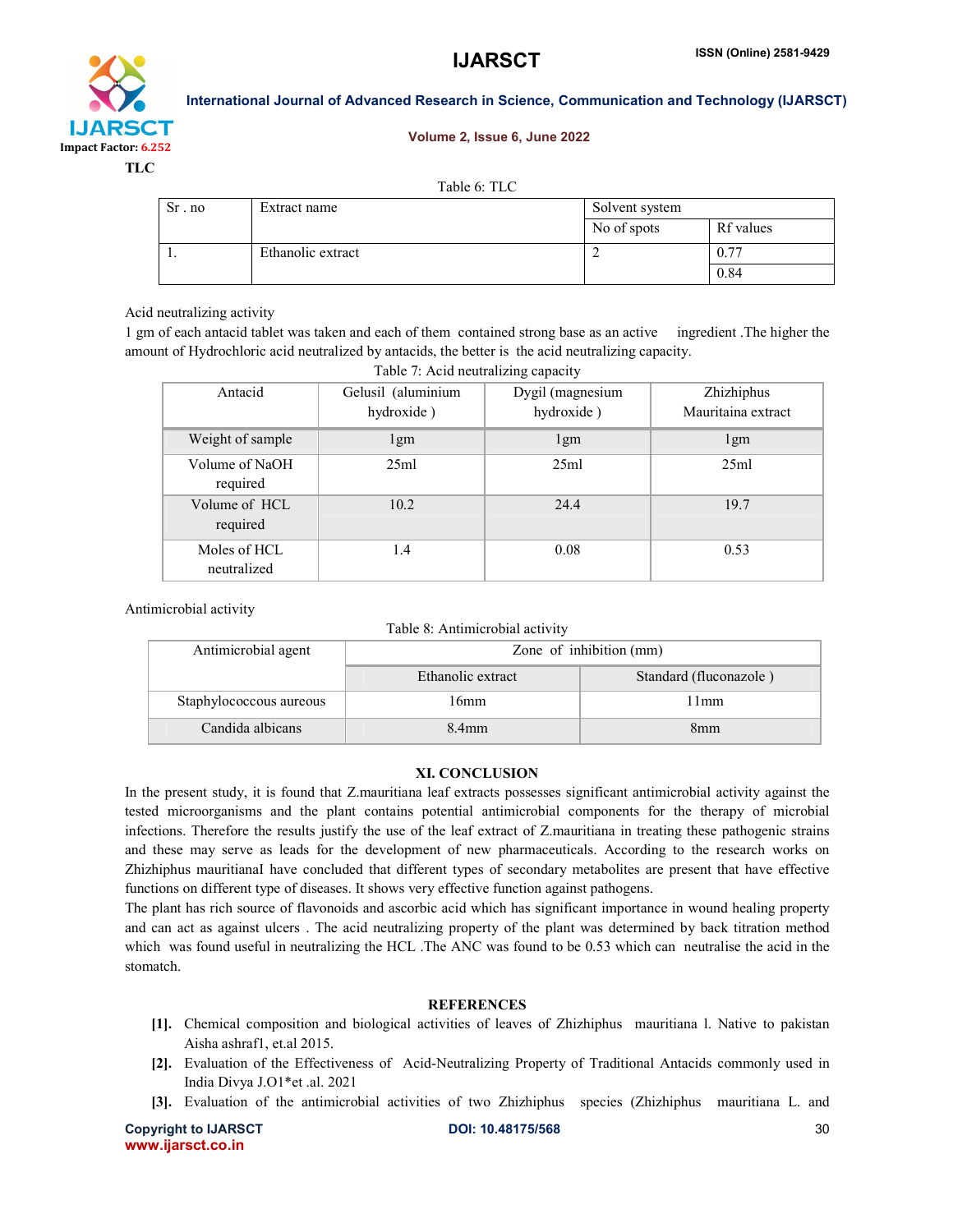### TLC

Table 6: TLC

| Sr . no | Extract name | Solvent system | |
|---|---|---|---|
| | | No of spots | Rf values |
| 1. | Ethanolic extract | 2 | 0.77 |
| | | | 0.84 |

Acid neutralizing activity

1 gm of each antacid tablet was taken and each of them contained strong base as an active ingredient .The higher the amount of Hydrochloric acid neutralized by antacids, the better is the acid neutralizing capacity.

Table 7: Acid neutralizing capacity

| Antacid | Gelusil (aluminium hydroxide ) | Dygil (magnesium hydroxide ) | Zhizhiphus Mauritaina extract |
|---|---|---|---|
| Weight of sample | 1gm | 1gm | 1gm |
| Volume of NaOH required | 25ml | 25ml | 25ml |
| Volume of HCL required | 10.2 | 24.4 | 19.7 |
| Moles of HCL neutralized | 1.4 | 0.08 | 0.53 |

Antimicrobial activity

Table 8: Antimicrobial activity

| Antimicrobial agent | Zone of inhibition (mm) | |
|---|---|---|
| | Ethanolic extract | Standard (fluconazole ) |
| Staphylococcous aureous | 16mm | 11mm |
| Candida albicans | 8.4mm | 8mm |

## XI. CONCLUSION

In the present study, it is found that Z.mauritiana leaf extracts possesses significant antimicrobial activity against the tested microorganisms and the plant contains potential antimicrobial components for the therapy of microbial infections. Therefore the results justify the use of the leaf extract of Z.mauritiana in treating these pathogenic strains and these may serve as leads for the development of new pharmaceuticals. According to the research works on Zhizhiphus mauritianaI have concluded that different types of secondary metabolites are present that have effective functions on different type of diseases. It shows very effective function against pathogens.

The plant has rich source of flavonoids and ascorbic acid which has significant importance in wound healing property and can act as against ulcers . The acid neutralizing property of the plant was determined by back titration method which was found useful in neutralizing the HCL .The ANC was found to be 0.53 which can neutralise the acid in the stomach.

## REFERENCES

[1]. Chemical composition and biological activities of leaves of Zhizhiphus mauritiana l. Native to pakistan Aisha ashraf1, et.al 2015.

[2]. Evaluation of the Effectiveness of Acid-Neutralizing Property of Traditional Antacids commonly used in India Divya J.O1*et .al. 2021

[3]. Evaluation of the antimicrobial activities of two Zhizhiphus species (Zhizhiphus mauritiana L. and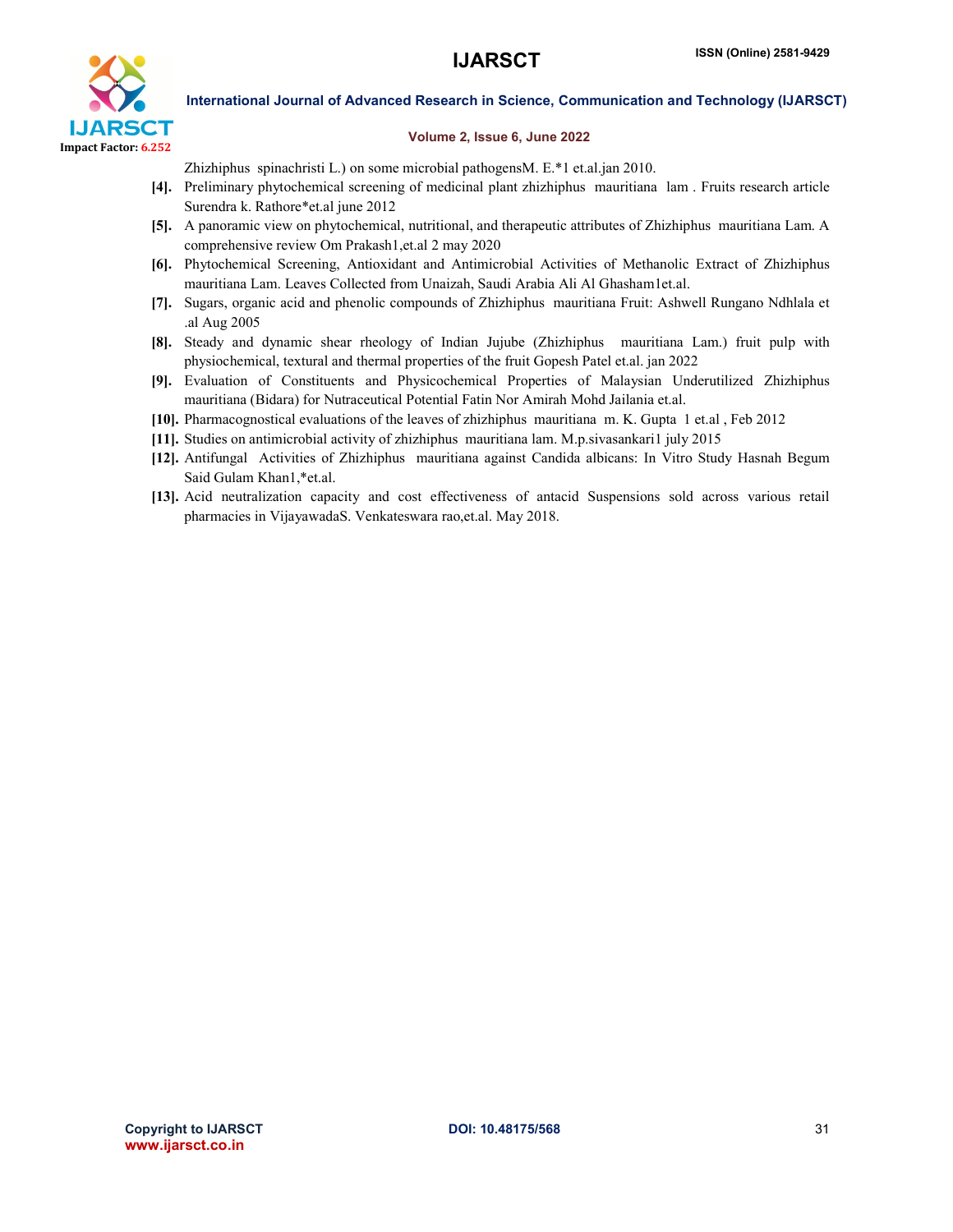Zhizhiphus spinachristi L.) on some microbial pathogensM. E.*1 et.al.jan 2010.

[4]. Preliminary phytochemical screening of medicinal plant zhizhiphus mauritiana lam . Fruits research article Surendra k. Rathore*et.al june 2012

[5]. A panoramic view on phytochemical, nutritional, and therapeutic attributes of Zhizhiphus mauritiana Lam. A comprehensive review Om Prakash1,et.al 2 may 2020

[6]. Phytochemical Screening, Antioxidant and Antimicrobial Activities of Methanolic Extract of Zhizhiphus mauritiana Lam. Leaves Collected from Unaizah, Saudi Arabia Ali Al Ghasham1et.al.

[7]. Sugars, organic acid and phenolic compounds of Zhizhiphus mauritiana Fruit: Ashwell Rungano Ndhlala et .al Aug 2005

[8]. Steady and dynamic shear rheology of Indian Jujube (Zhizhiphus mauritiana Lam.) fruit pulp with physiochemical, textural and thermal properties of the fruit Gopesh Patel et.al. jan 2022

[9]. Evaluation of Constituents and Physicochemical Properties of Malaysian Underutilized Zhizhiphus mauritiana (Bidara) for Nutraceutical Potential Fatin Nor Amirah Mohd Jailania et.al.

[10]. Pharmacognostical evaluations of the leaves of zhizhiphus mauritiana m. K. Gupta 1 et.al , Feb 2012

[11]. Studies on antimicrobial activity of zhizhiphus mauritiana lam. M.p.sivasankari1 july 2015

[12]. Antifungal Activities of Zhizhiphus mauritiana against Candida albicans: In Vitro Study Hasnah Begum Said Gulam Khan1,*et.al.

[13]. Acid neutralization capacity and cost effectiveness of antacid Suspensions sold across various retail pharmacies in VijayawadaS. Venkateswara rao,et.al. May 2018.